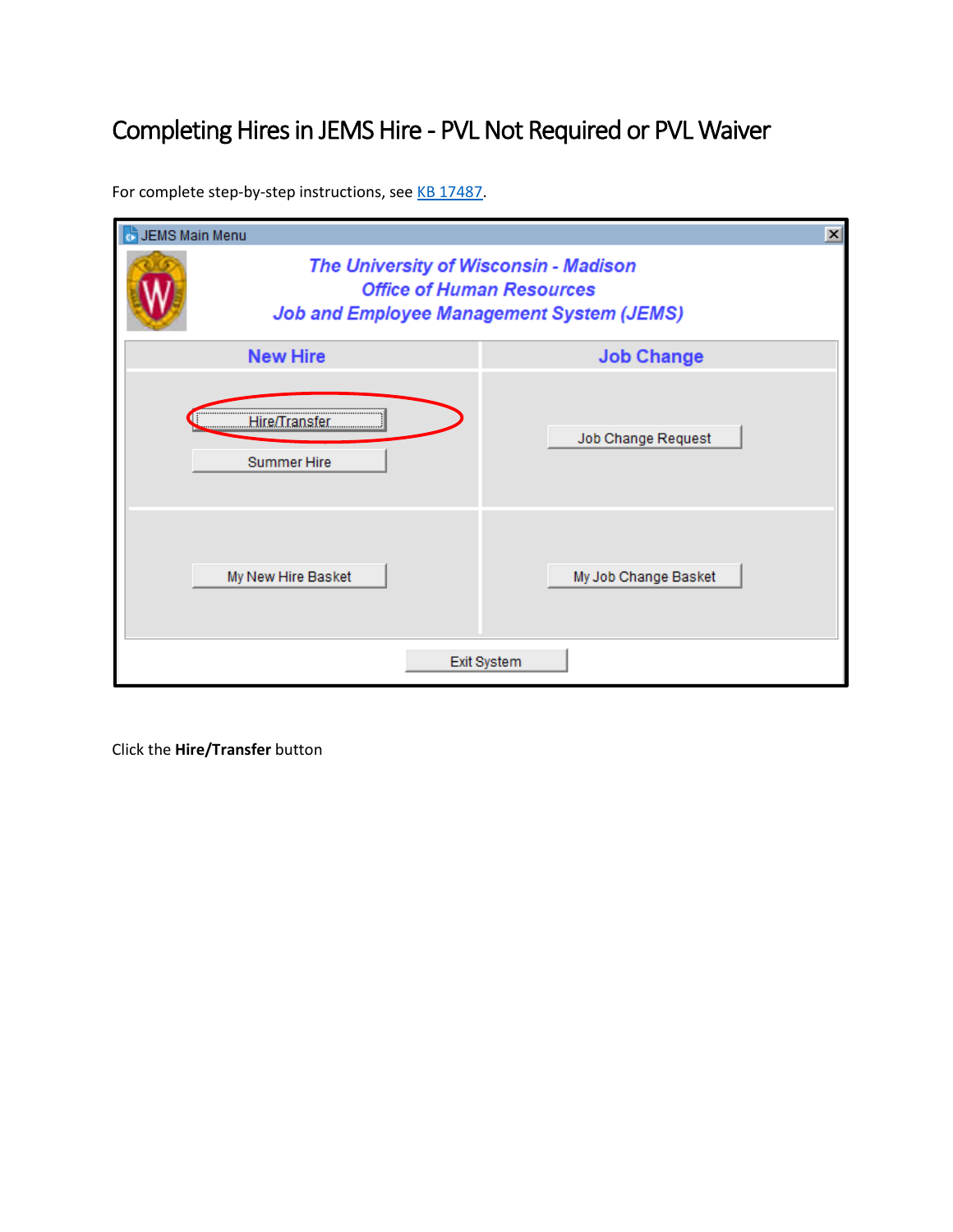# Completing Hires in JEMS Hire - PVL Not Required or PVL Waiver

For complete step-by-step instructions, see [KB 17487](KB 17487).

Click the **Hire/Transfer** button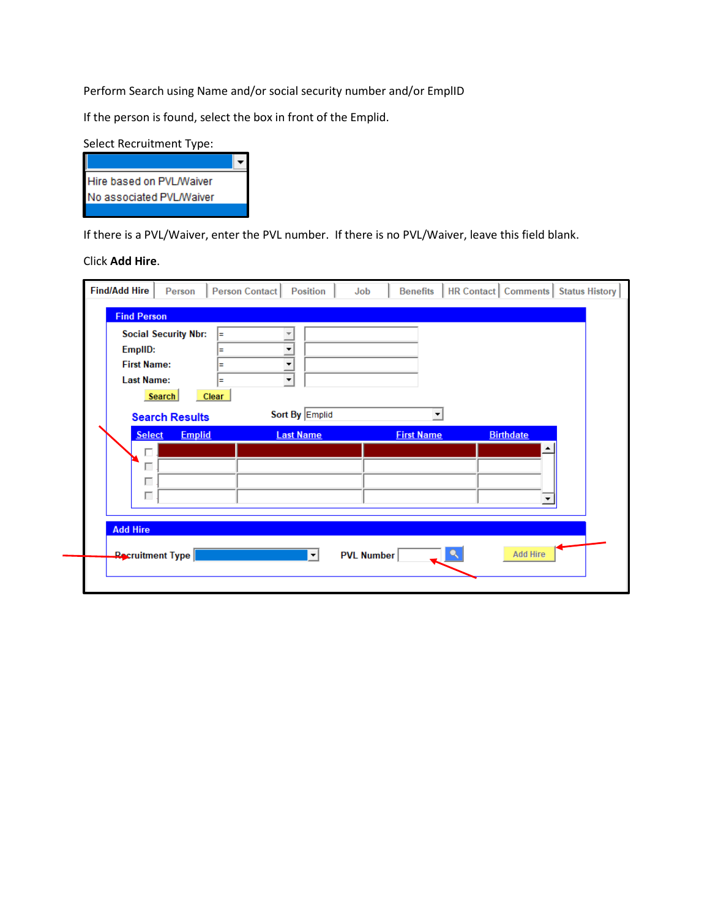Perform Search using Name and/or social security number and/or EmplID

If the person is found, select the box in front of the Emplid.

Select Recruitment Type:

- Hire based on PVL/Waiver
- No associated PVL/Waiver

If there is a PVL/Waiver, enter the PVL number. If there is no PVL/Waiver, leave this field blank.

Click **Add Hire**.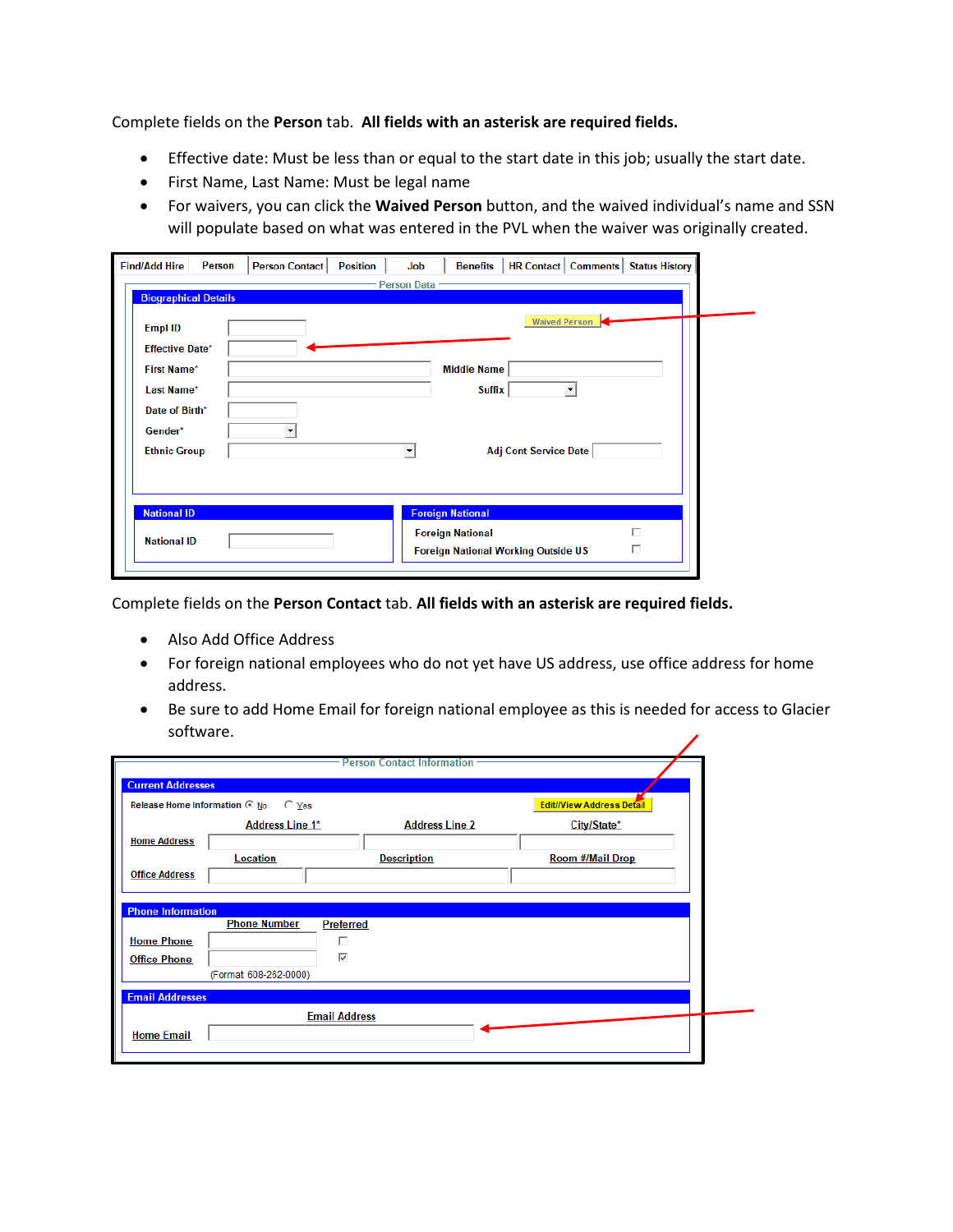Complete fields on the **Person** tab. **All fields with an asterisk are required fields.**

- Effective date: Must be less than or equal to the start date in this job; usually the start date.
- First Name, Last Name: Must be legal name
- For waivers, you can click the **Waived Person** button, and the waived individual's name and SSN will populate based on what was entered in the PVL when the waiver was originally created.

Find/Add Hire | Person | Person Contact | Position | Job | Benefits | HR Contact | Comments | Status History

Person Data

**Biographical Details**

Empl ID

Waived Person

Effective Date*

First Name* | Middle Name

Last Name* | Suffix

Date of Birth*

Gender*

Ethnic Group | Adj Cont Service Date

**National ID**

National ID

**Foreign National**

Foreign National

Foreign National Working Outside US

Complete fields on the **Person Contact** tab. **All fields with an asterisk are required fields.**

- Also Add Office Address
- For foreign national employees who do not yet have US address, use office address for home address.
- Be sure to add Home Email for foreign national employee as this is needed for access to Glacier software.

Person Contact Information

**Current Addresses**

Release Home Information ◉ No ○ Yes

Edit/View Address Detail

| | Address Line 1* | Address Line 2 | City/State* |
|---|---|---|---|
| Home Address | | | |
| | **Location** | **Description** | **Room #/Mail Drop** |
| Office Address | | | |

**Phone Information**

| | Phone Number | Preferred |
|---|---|---|
| Home Phone | | ☐ |
| Office Phone | | ☑ |

(Format 608-262-0000)

**Email Addresses**

| | Email Address |
|---|---|
| Home Email | |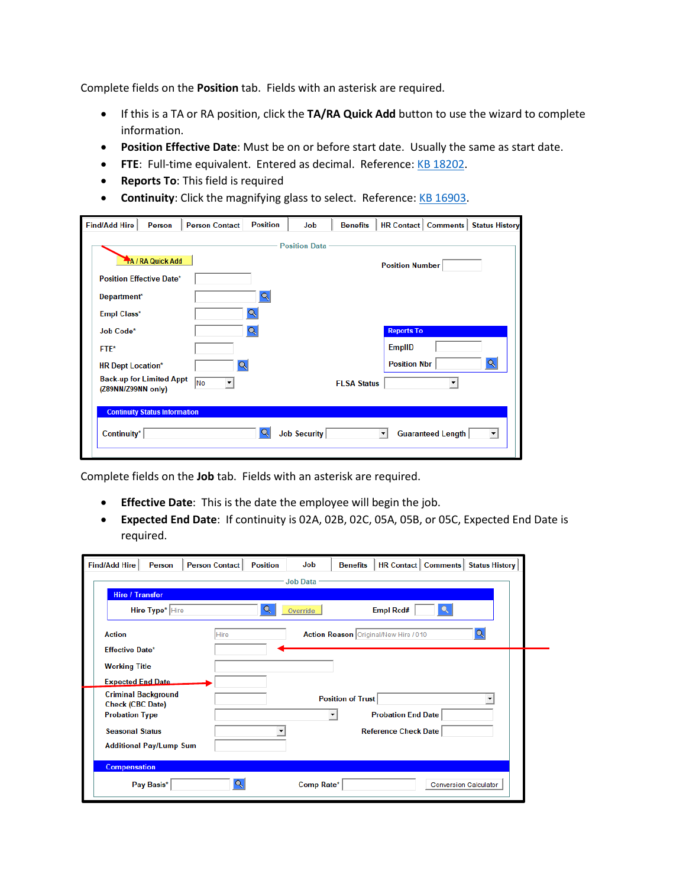Complete fields on the **Position** tab. Fields with an asterisk are required.

- If this is a TA or RA position, click the **TA/RA Quick Add** button to use the wizard to complete information.
- **Position Effective Date**: Must be on or before start date. Usually the same as start date.
- **FTE**: Full-time equivalent. Entered as decimal. Reference: KB 18202.
- **Reports To**: This field is required
- **Continuity**: Click the magnifying glass to select. Reference: KB 16903.

Complete fields on the **Job** tab. Fields with an asterisk are required.

- **Effective Date**: This is the date the employee will begin the job.
- **Expected End Date**: If continuity is 02A, 02B, 02C, 05A, 05B, or 05C, Expected End Date is required.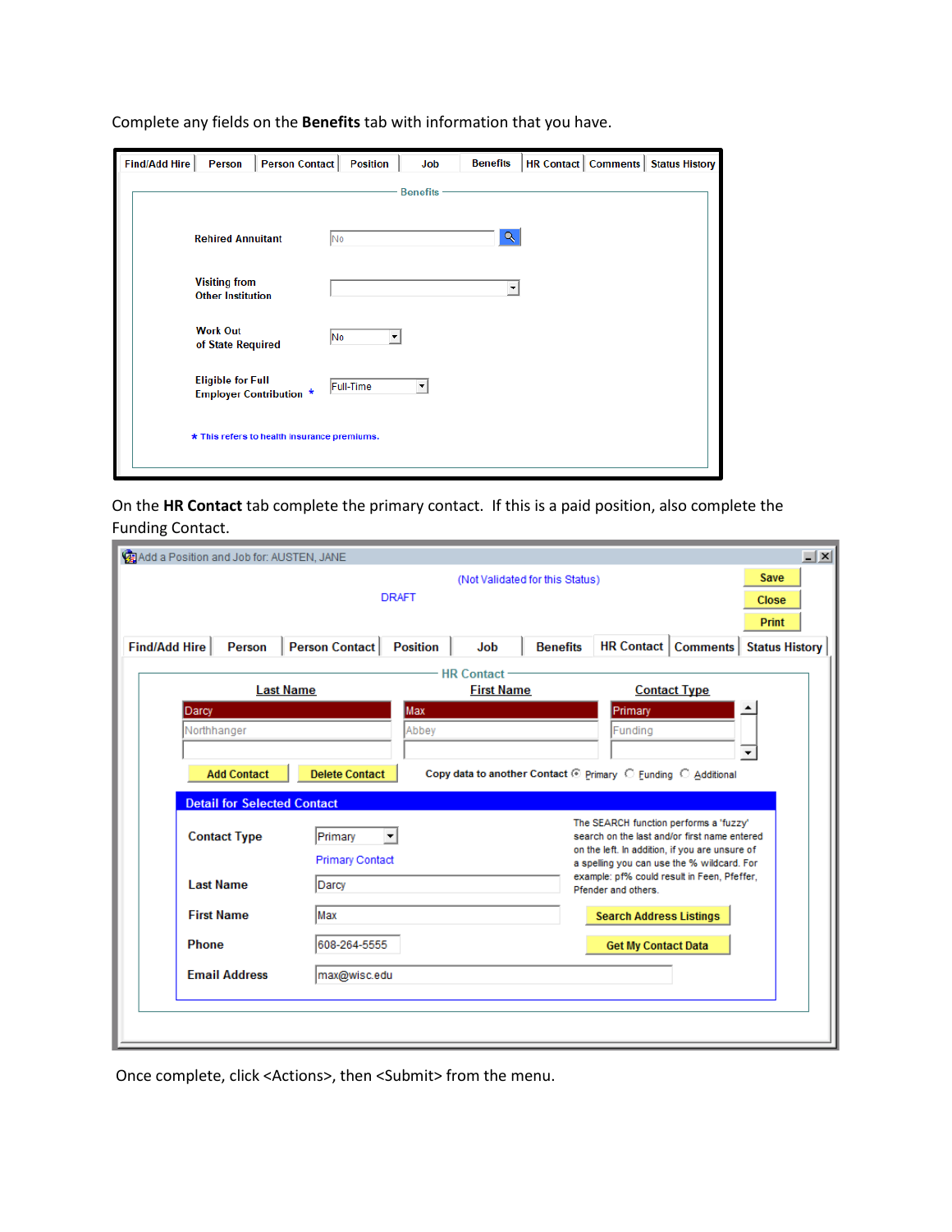Complete any fields on the **Benefits** tab with information that you have.

Find/Add Hire | Person | Person Contact | Position | Job | Benefits | HR Contact | Comments | Status History

Benefits

Rehired Annuitant: No

Visiting from Other Institution:

Work Out of State Required: No

Eligible for Full Employer Contribution *: Full-Time

* This refers to health insurance premiums.

On the **HR Contact** tab complete the primary contact. If this is a paid position, also complete the Funding Contact.

Add a Position and Job for: AUSTEN, JANE

(Not Validated for this Status)

DRAFT

Save | Close | Print

Find/Add Hire | Person | Person Contact | Position | Job | Benefits | HR Contact | Comments | Status History

HR Contact

| Last Name | First Name | Contact Type |
| --- | --- | --- |
| Darcy | Max | Primary |
| Northhanger | Abbey | Funding |
| | | |

Add Contact | Delete Contact | Copy data to another Contact ( Primary ( Funding ( Additional

Detail for Selected Contact

Contact Type: Primary

Primary Contact

Last Name: Darcy

First Name: Max

Phone: 608-264-5555

Email Address: max@wisc.edu

The SEARCH function performs a 'fuzzy' search on the last and/or first name entered on the left. In addition, if you are unsure of a spelling you can use the % wildcard. For example: pf% could result in Feen, Pfeffer, Pfender and others.

Search Address Listings

Get My Contact Data

Once complete, click <Actions>, then <Submit> from the menu.